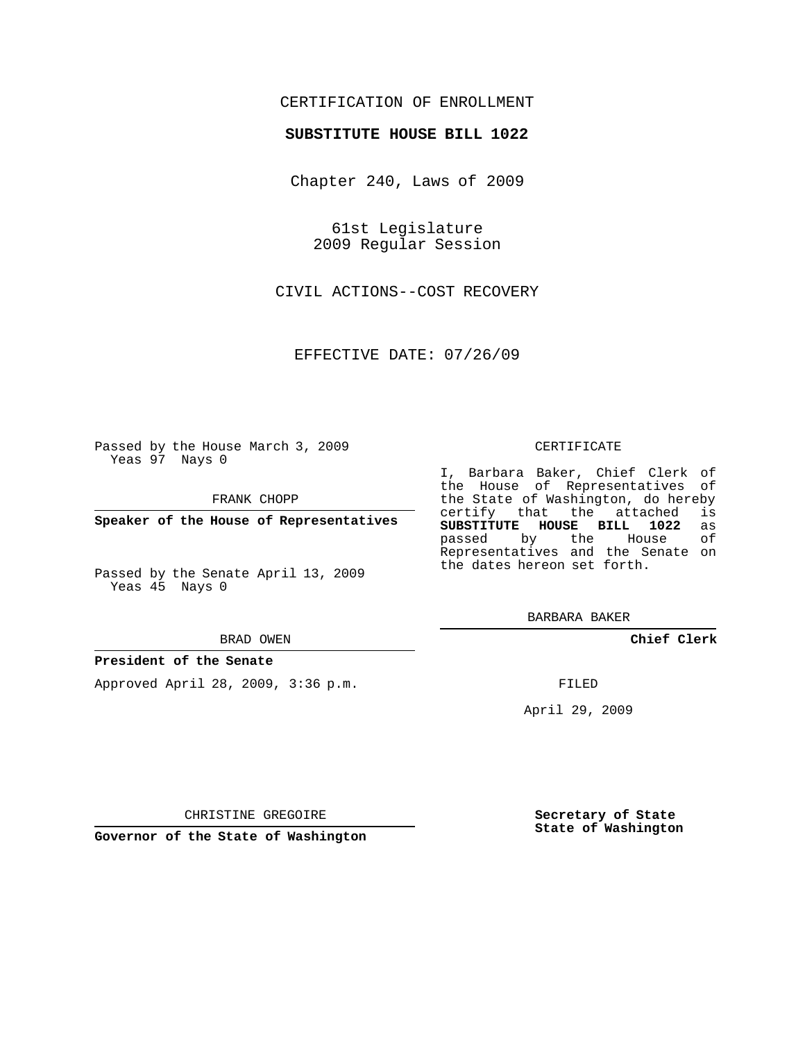CERTIFICATION OF ENROLLMENT

**SUBSTITUTE HOUSE BILL 1022**

Chapter 240, Laws of 2009

61st Legislature
2009 Regular Session

CIVIL ACTIONS--COST RECOVERY

EFFECTIVE DATE: 07/26/09

Passed by the House March 3, 2009
Yeas 97 Nays 0

FRANK CHOPP

**Speaker of the House of Representatives**

Passed by the Senate April 13, 2009
Yeas 45 Nays 0

BRAD OWEN

**President of the Senate**

Approved April 28, 2009, 3:36 p.m.

CHRISTINE GREGOIRE

**Governor of the State of Washington**

CERTIFICATE

I, Barbara Baker, Chief Clerk of the House of Representatives of the State of Washington, do hereby certify that the attached is **SUBSTITUTE HOUSE BILL 1022** as passed by the House of Representatives and the Senate on the dates hereon set forth.

BARBARA BAKER

**Chief Clerk**

FILED

April 29, 2009

**Secretary of State**
**State of Washington**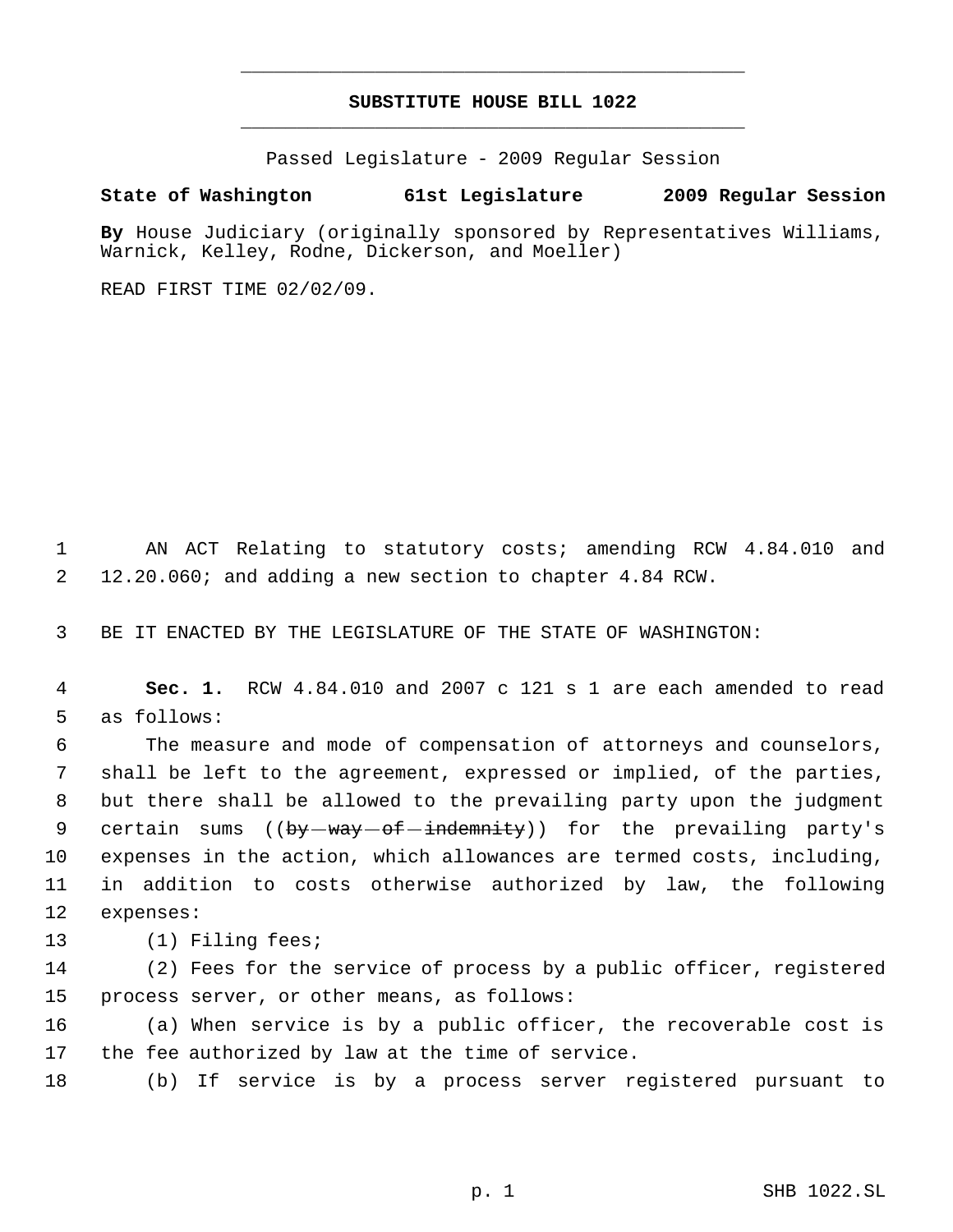**SUBSTITUTE HOUSE BILL 1022**

Passed Legislature - 2009 Regular Session

**State of Washington 61st Legislature 2009 Regular Session**

**By** House Judiciary (originally sponsored by Representatives Williams, Warnick, Kelley, Rodne, Dickerson, and Moeller)

READ FIRST TIME 02/02/09.

AN ACT Relating to statutory costs; amending RCW 4.84.010 and 12.20.060; and adding a new section to chapter 4.84 RCW.

BE IT ENACTED BY THE LEGISLATURE OF THE STATE OF WASHINGTON:

**Sec. 1.** RCW 4.84.010 and 2007 c 121 s 1 are each amended to read as follows:

The measure and mode of compensation of attorneys and counselors, shall be left to the agreement, expressed or implied, of the parties, but there shall be allowed to the prevailing party upon the judgment certain sums ((~~by way of indemnity~~)) for the prevailing party's expenses in the action, which allowances are termed costs, including, in addition to costs otherwise authorized by law, the following expenses:

(1) Filing fees;

(2) Fees for the service of process by a public officer, registered process server, or other means, as follows:

(a) When service is by a public officer, the recoverable cost is the fee authorized by law at the time of service.

(b) If service is by a process server registered pursuant to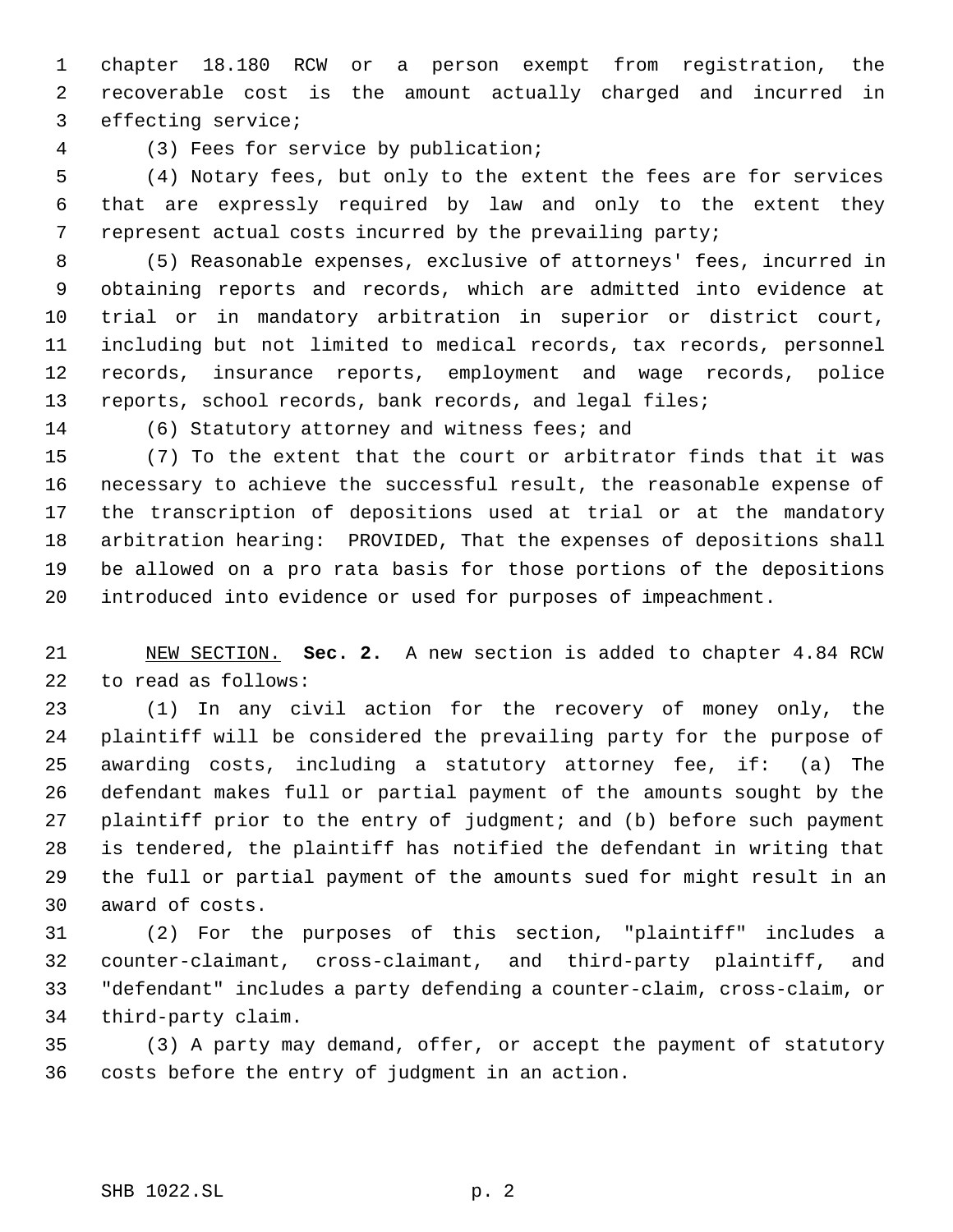chapter 18.180 RCW or a person exempt from registration, the recoverable cost is the amount actually charged and incurred in effecting service;

(3) Fees for service by publication;

(4) Notary fees, but only to the extent the fees are for services that are expressly required by law and only to the extent they represent actual costs incurred by the prevailing party;

(5) Reasonable expenses, exclusive of attorneys' fees, incurred in obtaining reports and records, which are admitted into evidence at trial or in mandatory arbitration in superior or district court, including but not limited to medical records, tax records, personnel records, insurance reports, employment and wage records, police reports, school records, bank records, and legal files;

(6) Statutory attorney and witness fees; and

(7) To the extent that the court or arbitrator finds that it was necessary to achieve the successful result, the reasonable expense of the transcription of depositions used at trial or at the mandatory arbitration hearing: PROVIDED, That the expenses of depositions shall be allowed on a pro rata basis for those portions of the depositions introduced into evidence or used for purposes of impeachment.

NEW SECTION. **Sec. 2.** A new section is added to chapter 4.84 RCW to read as follows:

(1) In any civil action for the recovery of money only, the plaintiff will be considered the prevailing party for the purpose of awarding costs, including a statutory attorney fee, if: (a) The defendant makes full or partial payment of the amounts sought by the plaintiff prior to the entry of judgment; and (b) before such payment is tendered, the plaintiff has notified the defendant in writing that the full or partial payment of the amounts sued for might result in an award of costs.

(2) For the purposes of this section, "plaintiff" includes a counter-claimant, cross-claimant, and third-party plaintiff, and "defendant" includes a party defending a counter-claim, cross-claim, or third-party claim.

(3) A party may demand, offer, or accept the payment of statutory costs before the entry of judgment in an action.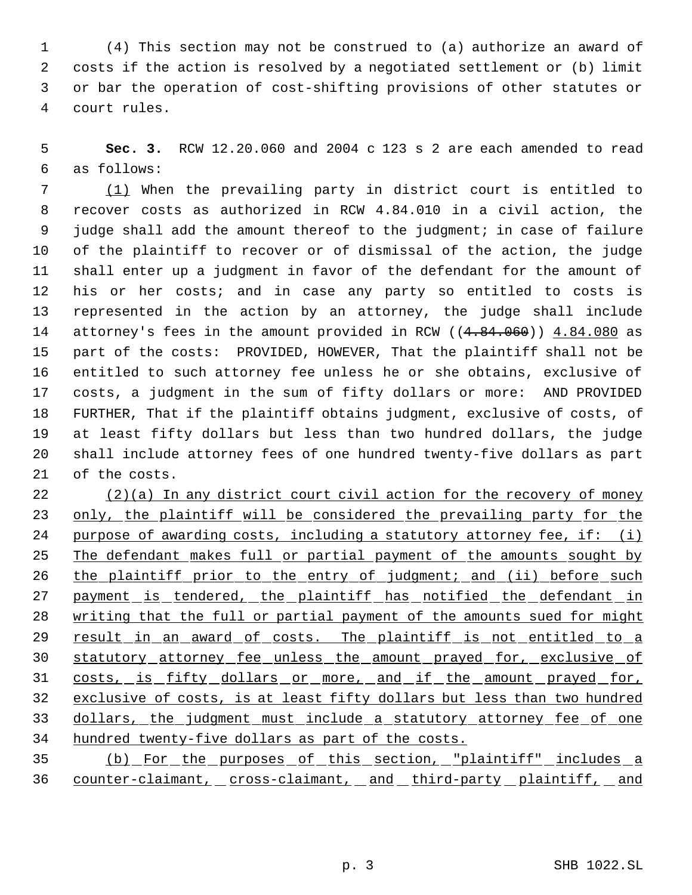(4) This section may not be construed to (a) authorize an award of costs if the action is resolved by a negotiated settlement or (b) limit or bar the operation of cost-shifting provisions of other statutes or court rules.

**Sec. 3.** RCW 12.20.060 and 2004 c 123 s 2 are each amended to read as follows:

(1) When the prevailing party in district court is entitled to recover costs as authorized in RCW 4.84.010 in a civil action, the judge shall add the amount thereof to the judgment; in case of failure of the plaintiff to recover or of dismissal of the action, the judge shall enter up a judgment in favor of the defendant for the amount of his or her costs; and in case any party so entitled to costs is represented in the action by an attorney, the judge shall include attorney's fees in the amount provided in RCW ((~~4.84.060~~)) 4.84.080 as part of the costs: PROVIDED, HOWEVER, That the plaintiff shall not be entitled to such attorney fee unless he or she obtains, exclusive of costs, a judgment in the sum of fifty dollars or more: AND PROVIDED FURTHER, That if the plaintiff obtains judgment, exclusive of costs, of at least fifty dollars but less than two hundred dollars, the judge shall include attorney fees of one hundred twenty-five dollars as part of the costs.

(2)(a) In any district court civil action for the recovery of money only, the plaintiff will be considered the prevailing party for the purpose of awarding costs, including a statutory attorney fee, if: (i) The defendant makes full or partial payment of the amounts sought by the plaintiff prior to the entry of judgment; and (ii) before such payment is tendered, the plaintiff has notified the defendant in writing that the full or partial payment of the amounts sued for might result in an award of costs. The plaintiff is not entitled to a statutory attorney fee unless the amount prayed for, exclusive of costs, is fifty dollars or more, and if the amount prayed for, exclusive of costs, is at least fifty dollars but less than two hundred dollars, the judgment must include a statutory attorney fee of one hundred twenty-five dollars as part of the costs.

(b) For the purposes of this section, "plaintiff" includes a counter-claimant, cross-claimant, and third-party plaintiff, and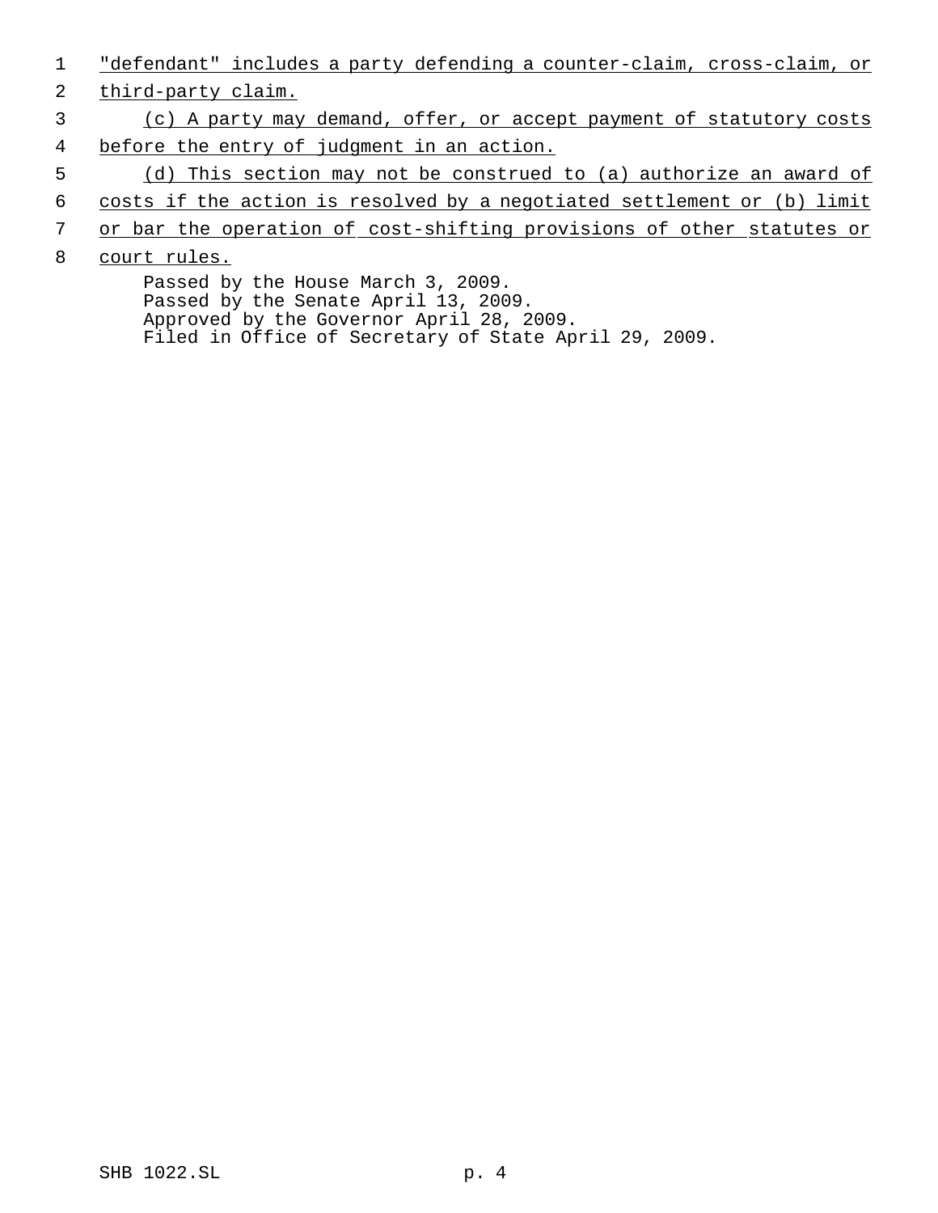"defendant" includes a party defending a counter-claim, cross-claim, or third-party claim.

(c) A party may demand, offer, or accept payment of statutory costs before the entry of judgment in an action.

(d) This section may not be construed to (a) authorize an award of costs if the action is resolved by a negotiated settlement or (b) limit or bar the operation of cost-shifting provisions of other statutes or court rules.

Passed by the House March 3, 2009.
Passed by the Senate April 13, 2009.
Approved by the Governor April 28, 2009.
Filed in Office of Secretary of State April 29, 2009.